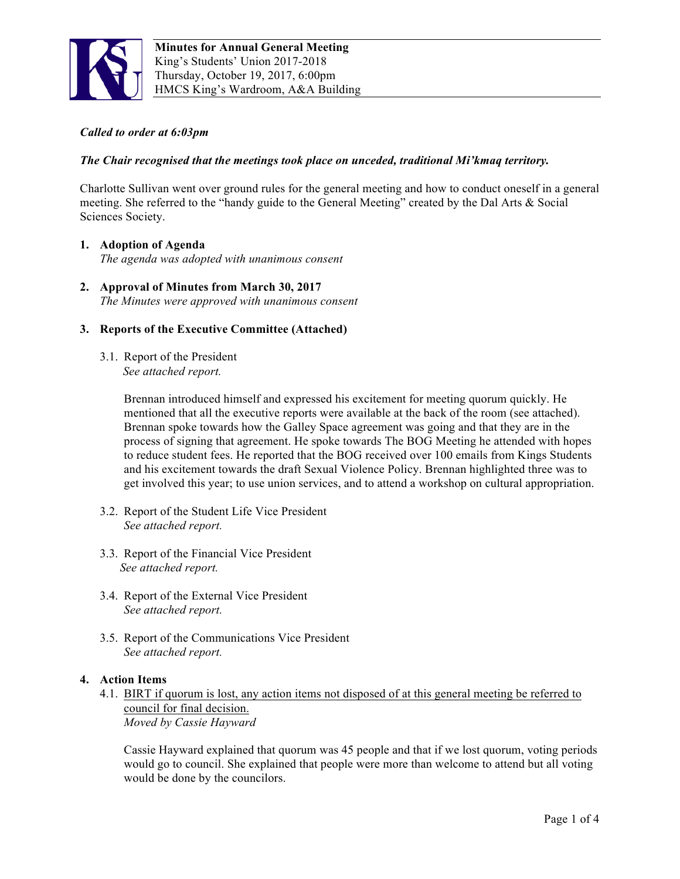**Minutes for Annual General Meeting**
King's Students' Union 2017-2018
Thursday, October 19, 2017, 6:00pm
HMCS King's Wardroom, A&A Building

***Called to order at 6:03pm***

***The Chair recognised that the meetings took place on unceded, traditional Mi'kmaq territory.***

Charlotte Sullivan went over ground rules for the general meeting and how to conduct oneself in a general meeting. She referred to the "handy guide to the General Meeting" created by the Dal Arts & Social Sciences Society.

1. **Adoption of Agenda**
   *The agenda was adopted with unanimous consent*

2. **Approval of Minutes from March 30, 2017**
   *The Minutes were approved with unanimous consent*

3. **Reports of the Executive Committee (Attached)**

   3.1. Report of the President
   *See attached report.*

   Brennan introduced himself and expressed his excitement for meeting quorum quickly. He mentioned that all the executive reports were available at the back of the room (see attached). Brennan spoke towards how the Galley Space agreement was going and that they are in the process of signing that agreement. He spoke towards The BOG Meeting he attended with hopes to reduce student fees. He reported that the BOG received over 100 emails from Kings Students and his excitement towards the draft Sexual Violence Policy. Brennan highlighted three was to get involved this year; to use union services, and to attend a workshop on cultural appropriation.

   3.2. Report of the Student Life Vice President
   *See attached report.*

   3.3. Report of the Financial Vice President
   *See attached report.*

   3.4. Report of the External Vice President
   *See attached report.*

   3.5. Report of the Communications Vice President
   *See attached report.*

4. **Action Items**

   4.1. <u>BIRT if quorum is lost, any action items not disposed of at this general meeting be referred to council for final decision.</u>
   *Moved by Cassie Hayward*

   Cassie Hayward explained that quorum was 45 people and that if we lost quorum, voting periods would go to council. She explained that people were more than welcome to attend but all voting would be done by the councilors.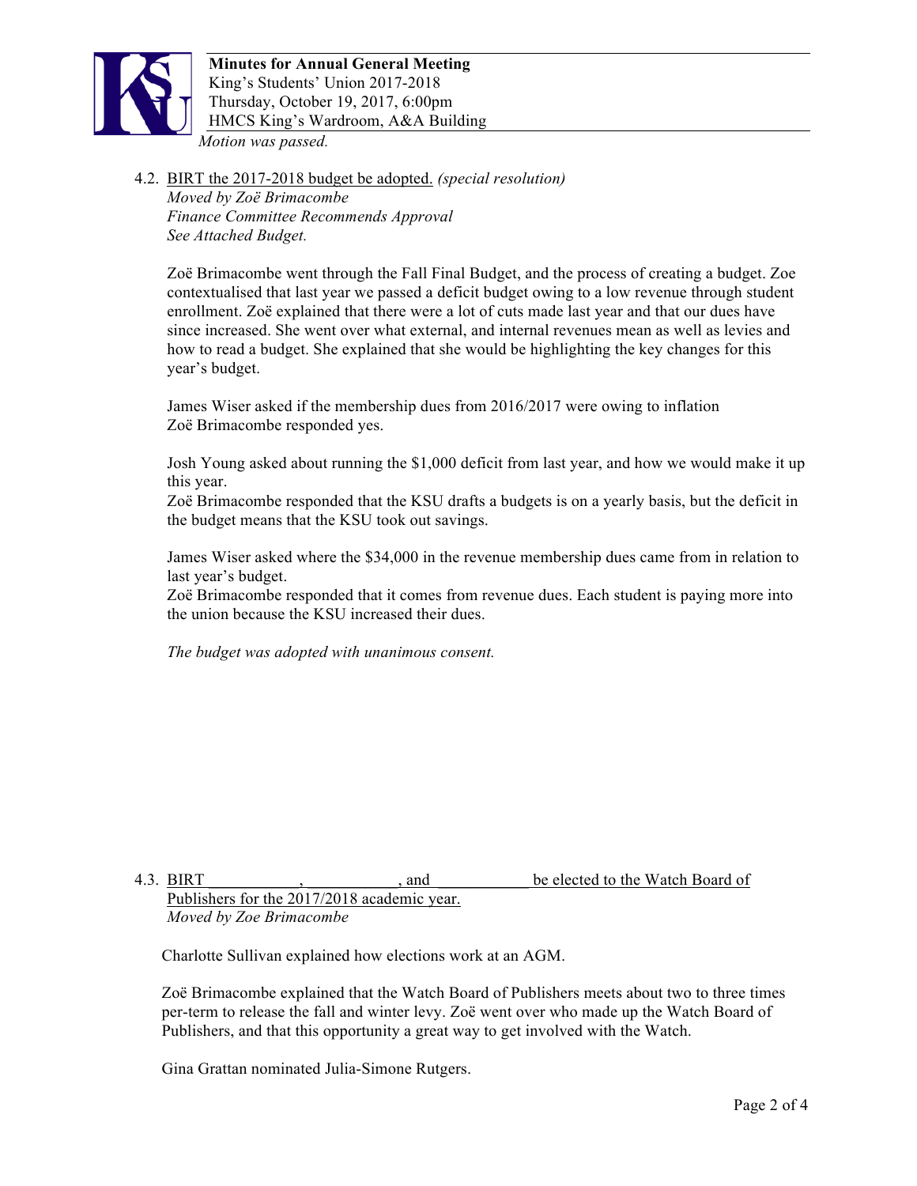*Motion was passed.*

4.2. BIRT the 2017-2018 budget be adopted. *(special resolution)*
*Moved by Zoë Brimacombe*
*Finance Committee Recommends Approval*
*See Attached Budget.*

Zoë Brimacombe went through the Fall Final Budget, and the process of creating a budget. Zoe contextualised that last year we passed a deficit budget owing to a low revenue through student enrollment. Zoë explained that there were a lot of cuts made last year and that our dues have since increased. She went over what external, and internal revenues mean as well as levies and how to read a budget. She explained that she would be highlighting the key changes for this year's budget.

James Wiser asked if the membership dues from 2016/2017 were owing to inflation
Zoë Brimacombe responded yes.

Josh Young asked about running the $1,000 deficit from last year, and how we would make it up this year.
Zoë Brimacombe responded that the KSU drafts a budgets is on a yearly basis, but the deficit in the budget means that the KSU took out savings.

James Wiser asked where the $34,000 in the revenue membership dues came from in relation to last year's budget.
Zoë Brimacombe responded that it comes from revenue dues. Each student is paying more into the union because the KSU increased their dues.

*The budget was adopted with unanimous consent.*

4.3. BIRT ___________, ___________, and ___________ be elected to the Watch Board of Publishers for the 2017/2018 academic year.
*Moved by Zoe Brimacombe*

Charlotte Sullivan explained how elections work at an AGM.

Zoë Brimacombe explained that the Watch Board of Publishers meets about two to three times per-term to release the fall and winter levy. Zoë went over who made up the Watch Board of Publishers, and that this opportunity a great way to get involved with the Watch.

Gina Grattan nominated Julia-Simone Rutgers.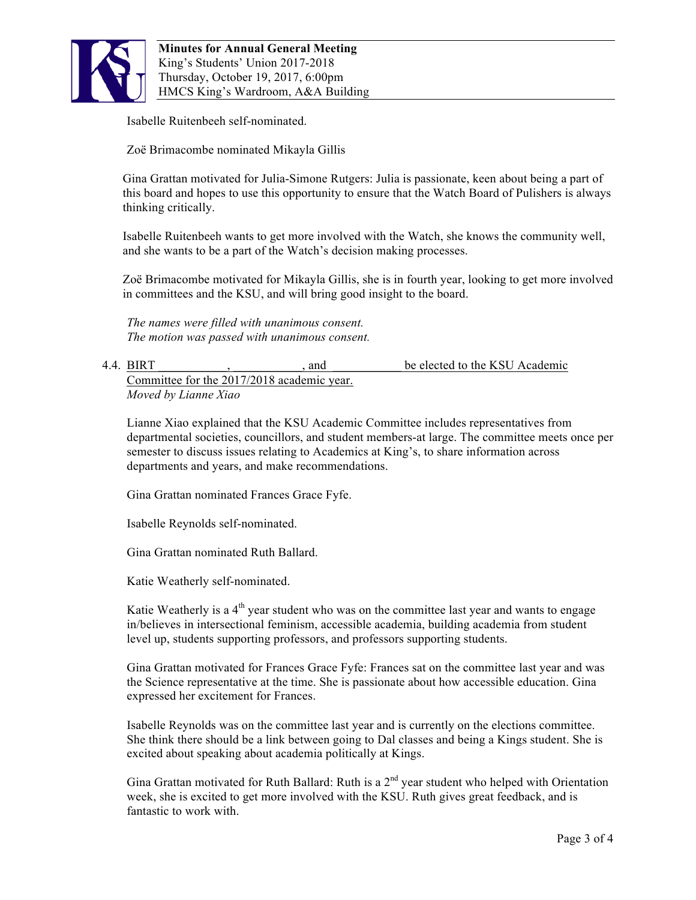Isabelle Ruitenbeeh self-nominated.

Zoë Brimacombe nominated Mikayla Gillis

Gina Grattan motivated for Julia-Simone Rutgers: Julia is passionate, keen about being a part of this board and hopes to use this opportunity to ensure that the Watch Board of Pulishers is always thinking critically.

Isabelle Ruitenbeeh wants to get more involved with the Watch, she knows the community well, and she wants to be a part of the Watch's decision making processes.

Zoë Brimacombe motivated for Mikayla Gillis, she is in fourth year, looking to get more involved in committees and the KSU, and will bring good insight to the board.

*The names were filled with unanimous consent.*
*The motion was passed with unanimous consent.*

4.4. BIRT ___________, ___________, and ___________ be elected to the KSU Academic Committee for the 2017/2018 academic year.
*Moved by Lianne Xiao*

Lianne Xiao explained that the KSU Academic Committee includes representatives from departmental societies, councillors, and student members-at large. The committee meets once per semester to discuss issues relating to Academics at King's, to share information across departments and years, and make recommendations.

Gina Grattan nominated Frances Grace Fyfe.

Isabelle Reynolds self-nominated.

Gina Grattan nominated Ruth Ballard.

Katie Weatherly self-nominated.

Katie Weatherly is a 4th year student who was on the committee last year and wants to engage in/believes in intersectional feminism, accessible academia, building academia from student level up, students supporting professors, and professors supporting students.

Gina Grattan motivated for Frances Grace Fyfe: Frances sat on the committee last year and was the Science representative at the time. She is passionate about how accessible education. Gina expressed her excitement for Frances.

Isabelle Reynolds was on the committee last year and is currently on the elections committee. She think there should be a link between going to Dal classes and being a Kings student. She is excited about speaking about academia politically at Kings.

Gina Grattan motivated for Ruth Ballard: Ruth is a 2nd year student who helped with Orientation week, she is excited to get more involved with the KSU. Ruth gives great feedback, and is fantastic to work with.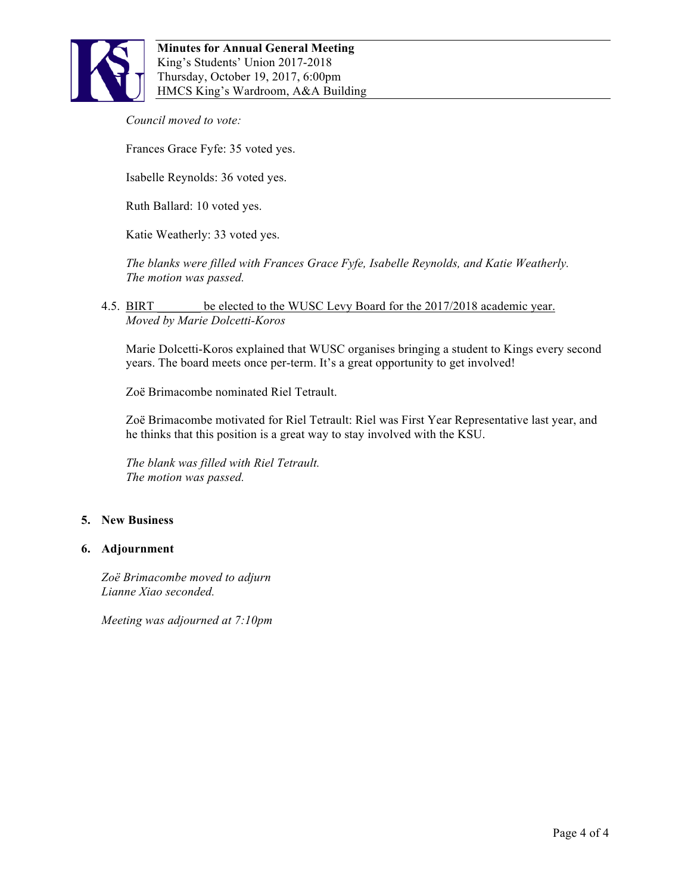*Council moved to vote:*

Frances Grace Fyfe: 35 voted yes.

Isabelle Reynolds: 36 voted yes.

Ruth Ballard: 10 voted yes.

Katie Weatherly: 33 voted yes.

*The blanks were filled with Frances Grace Fyfe, Isabelle Reynolds, and Katie Weatherly.*
*The motion was passed.*

4.5. BIRT ________ be elected to the WUSC Levy Board for the 2017/2018 academic year.
*Moved by Marie Dolcetti-Koros*

Marie Dolcetti-Koros explained that WUSC organises bringing a student to Kings every second years. The board meets once per-term. It's a great opportunity to get involved!

Zoë Brimacombe nominated Riel Tetrault.

Zoë Brimacombe motivated for Riel Tetrault: Riel was First Year Representative last year, and he thinks that this position is a great way to stay involved with the KSU.

*The blank was filled with Riel Tetrault.*
*The motion was passed.*

## 5. New Business

## 6. Adjournment

*Zoë Brimacombe moved to adjurn*
*Lianne Xiao seconded.*

*Meeting was adjourned at 7:10pm*